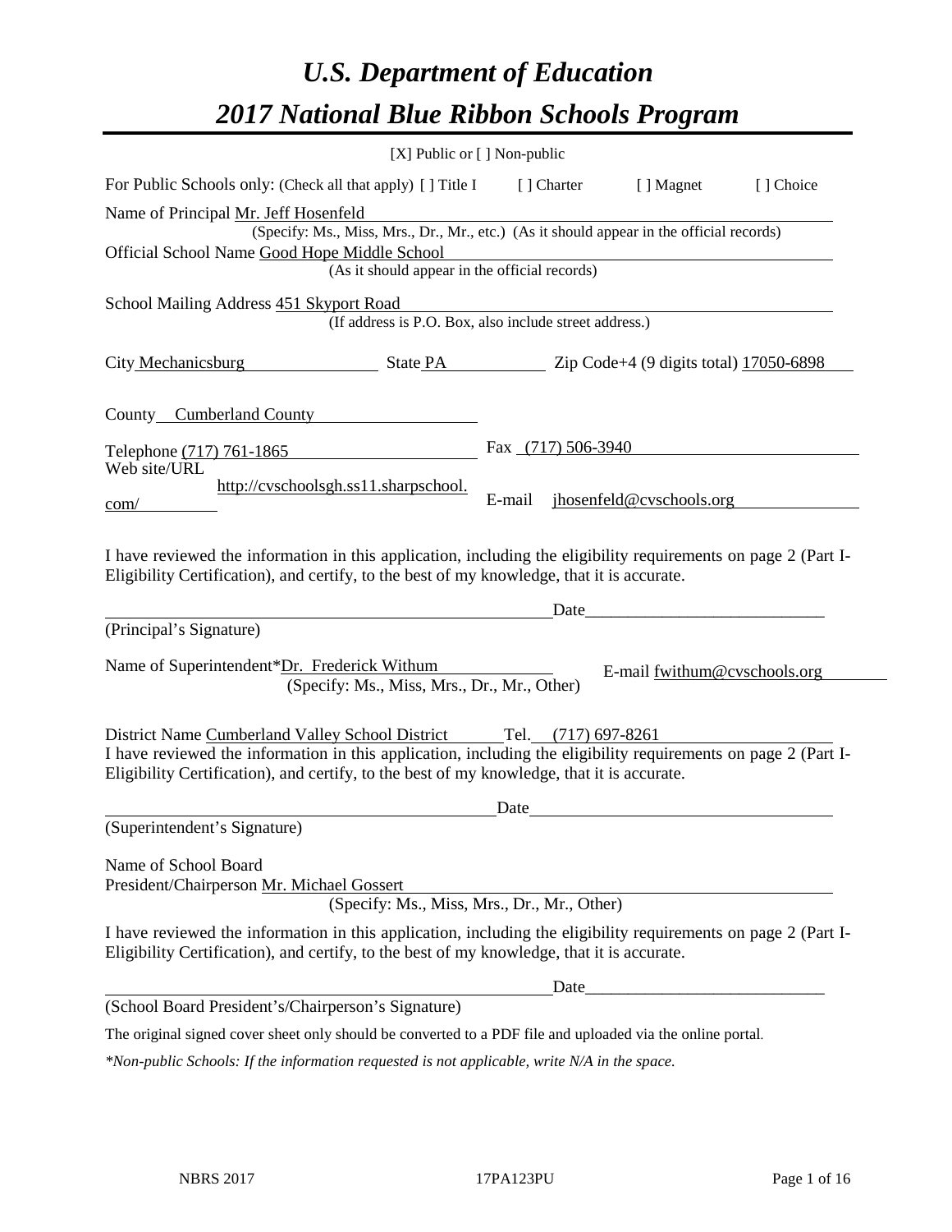# *U.S. Department of Education*

# *2017 National Blue Ribbon Schools Program*

[X] Public or [ ] Non-public

For Public Schools only: (Check all that apply) [ ] Title I [ ] Charter [ ] Magnet [ ] Choice

Name of Principal Mr. Jeff Hosenfeld
(Specify: Ms., Miss, Mrs., Dr., Mr., etc.) (As it should appear in the official records)

Official School Name Good Hope Middle School
(As it should appear in the official records)

School Mailing Address 451 Skyport Road
(If address is P.O. Box, also include street address.)

City Mechanicsburg State PA Zip Code+4 (9 digits total) 17050-6898

County Cumberland County

Telephone (717) 761-1865 Fax (717) 506-3940

Web site/URL http://cvschoolsgh.ss11.sharpschool.com/ E-mail jhosenfeld@cvschools.org

I have reviewed the information in this application, including the eligibility requirements on page 2 (Part I-Eligibility Certification), and certify, to the best of my knowledge, that it is accurate.

_______________________________________ Date____________________________
(Principal's Signature)

Name of Superintendent*Dr. Frederick Withum E-mail fwithum@cvschools.org
(Specify: Ms., Miss, Mrs., Dr., Mr., Other)

District Name Cumberland Valley School District Tel. (717) 697-8261

I have reviewed the information in this application, including the eligibility requirements on page 2 (Part I-Eligibility Certification), and certify, to the best of my knowledge, that it is accurate.

_______________________________________ Date____________________________
(Superintendent's Signature)

Name of School Board
President/Chairperson Mr. Michael Gossert
(Specify: Ms., Miss, Mrs., Dr., Mr., Other)

I have reviewed the information in this application, including the eligibility requirements on page 2 (Part I-Eligibility Certification), and certify, to the best of my knowledge, that it is accurate.

_______________________________________ Date____________________________
(School Board President's/Chairperson's Signature)

The original signed cover sheet only should be converted to a PDF file and uploaded via the online portal.

*\*Non-public Schools: If the information requested is not applicable, write N/A in the space.*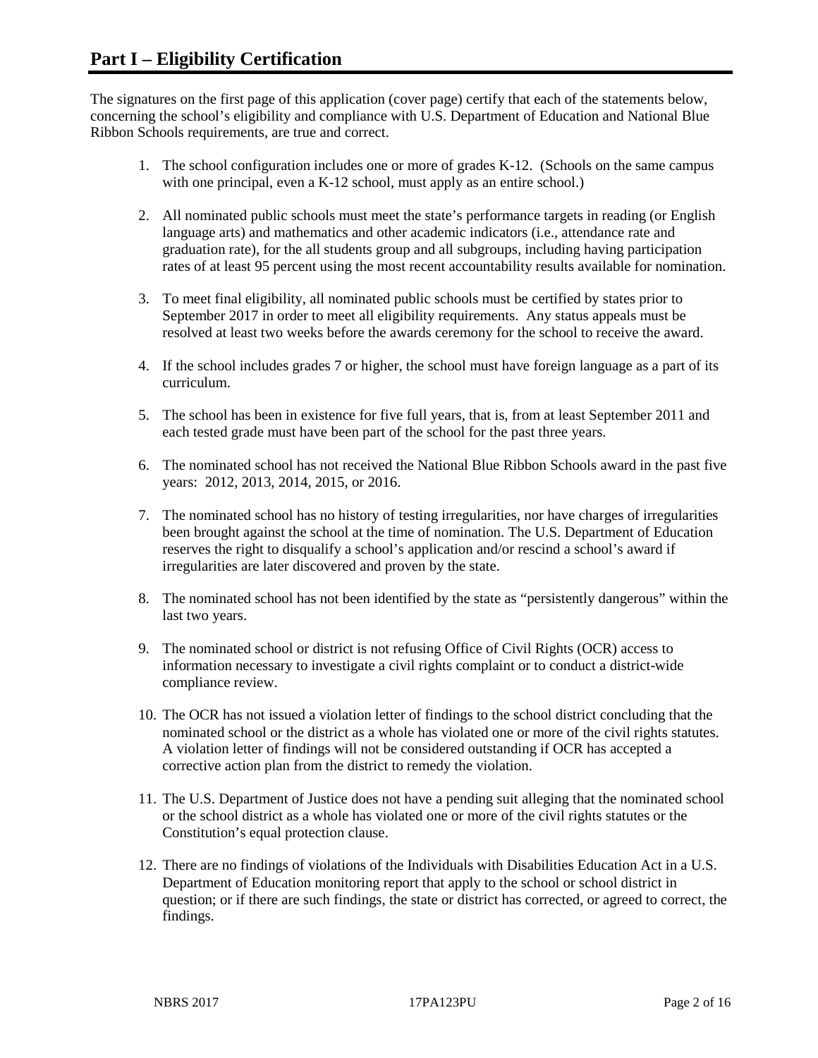# Part I – Eligibility Certification

The signatures on the first page of this application (cover page) certify that each of the statements below, concerning the school's eligibility and compliance with U.S. Department of Education and National Blue Ribbon Schools requirements, are true and correct.

1. The school configuration includes one or more of grades K-12. (Schools on the same campus with one principal, even a K-12 school, must apply as an entire school.)

2. All nominated public schools must meet the state's performance targets in reading (or English language arts) and mathematics and other academic indicators (i.e., attendance rate and graduation rate), for the all students group and all subgroups, including having participation rates of at least 95 percent using the most recent accountability results available for nomination.

3. To meet final eligibility, all nominated public schools must be certified by states prior to September 2017 in order to meet all eligibility requirements. Any status appeals must be resolved at least two weeks before the awards ceremony for the school to receive the award.

4. If the school includes grades 7 or higher, the school must have foreign language as a part of its curriculum.

5. The school has been in existence for five full years, that is, from at least September 2011 and each tested grade must have been part of the school for the past three years.

6. The nominated school has not received the National Blue Ribbon Schools award in the past five years: 2012, 2013, 2014, 2015, or 2016.

7. The nominated school has no history of testing irregularities, nor have charges of irregularities been brought against the school at the time of nomination. The U.S. Department of Education reserves the right to disqualify a school's application and/or rescind a school's award if irregularities are later discovered and proven by the state.

8. The nominated school has not been identified by the state as "persistently dangerous" within the last two years.

9. The nominated school or district is not refusing Office of Civil Rights (OCR) access to information necessary to investigate a civil rights complaint or to conduct a district-wide compliance review.

10. The OCR has not issued a violation letter of findings to the school district concluding that the nominated school or the district as a whole has violated one or more of the civil rights statutes. A violation letter of findings will not be considered outstanding if OCR has accepted a corrective action plan from the district to remedy the violation.

11. The U.S. Department of Justice does not have a pending suit alleging that the nominated school or the school district as a whole has violated one or more of the civil rights statutes or the Constitution's equal protection clause.

12. There are no findings of violations of the Individuals with Disabilities Education Act in a U.S. Department of Education monitoring report that apply to the school or school district in question; or if there are such findings, the state or district has corrected, or agreed to correct, the findings.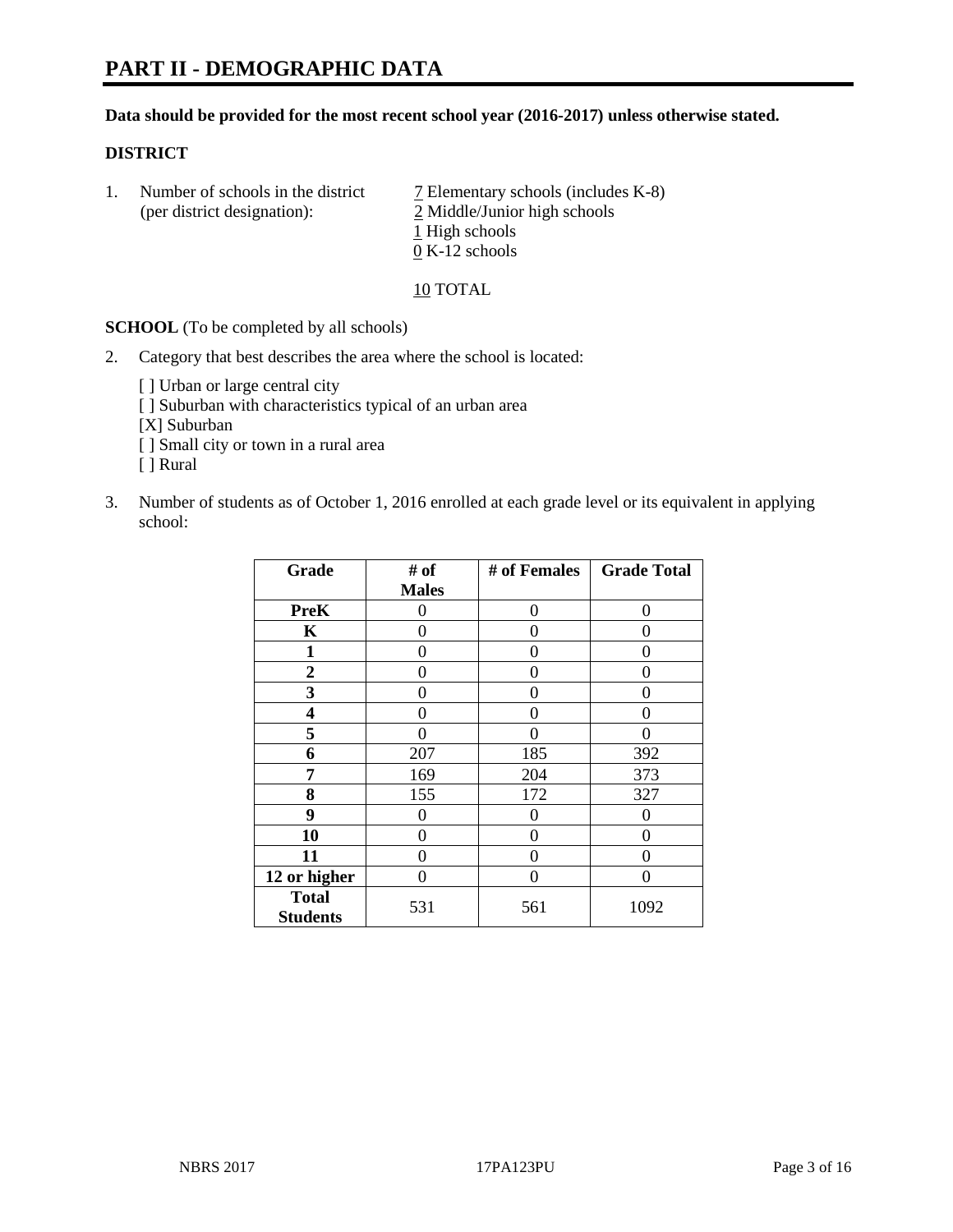# PART II - DEMOGRAPHIC DATA

**Data should be provided for the most recent school year (2016-2017) unless otherwise stated.**

**DISTRICT**

1. Number of schools in the district (per district designation):
   7 Elementary schools (includes K-8)
   2 Middle/Junior high schools
   1 High schools
   0 K-12 schools

   10 TOTAL

**SCHOOL** (To be completed by all schools)

2. Category that best describes the area where the school is located:

   [ ] Urban or large central city
   [ ] Suburban with characteristics typical of an urban area
   [X] Suburban
   [ ] Small city or town in a rural area
   [ ] Rural

3. Number of students as of October 1, 2016 enrolled at each grade level or its equivalent in applying school:

| Grade | # of Males | # of Females | Grade Total |
|---|---|---|---|
| **PreK** | 0 | 0 | 0 |
| **K** | 0 | 0 | 0 |
| **1** | 0 | 0 | 0 |
| **2** | 0 | 0 | 0 |
| **3** | 0 | 0 | 0 |
| **4** | 0 | 0 | 0 |
| **5** | 0 | 0 | 0 |
| **6** | 207 | 185 | 392 |
| **7** | 169 | 204 | 373 |
| **8** | 155 | 172 | 327 |
| **9** | 0 | 0 | 0 |
| **10** | 0 | 0 | 0 |
| **11** | 0 | 0 | 0 |
| **12 or higher** | 0 | 0 | 0 |
| **Total Students** | 531 | 561 | 1092 |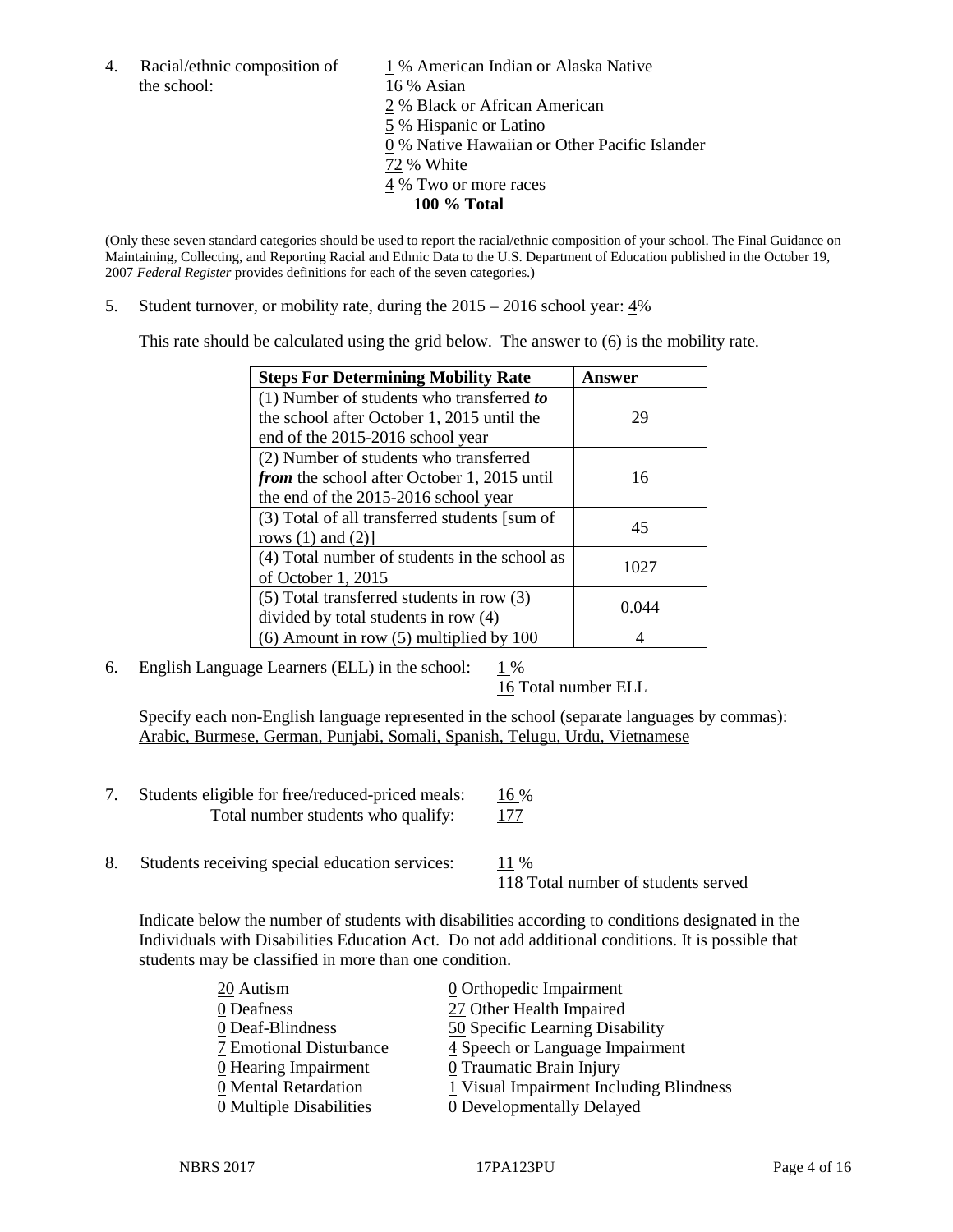4. Racial/ethnic composition of the school:

1 % American Indian or Alaska Native
16 % Asian
2 % Black or African American
5 % Hispanic or Latino
0 % Native Hawaiian or Other Pacific Islander
72 % White
4 % Two or more races
**100 % Total**

(Only these seven standard categories should be used to report the racial/ethnic composition of your school. The Final Guidance on Maintaining, Collecting, and Reporting Racial and Ethnic Data to the U.S. Department of Education published in the October 19, 2007 *Federal Register* provides definitions for each of the seven categories.)

5. Student turnover, or mobility rate, during the 2015 – 2016 school year: 4%

This rate should be calculated using the grid below. The answer to (6) is the mobility rate.

| **Steps For Determining Mobility Rate** | **Answer** |
|---|---|
| (1) Number of students who transferred ***to*** the school after October 1, 2015 until the end of the 2015-2016 school year | 29 |
| (2) Number of students who transferred ***from*** the school after October 1, 2015 until the end of the 2015-2016 school year | 16 |
| (3) Total of all transferred students [sum of rows (1) and (2)] | 45 |
| (4) Total number of students in the school as of October 1, 2015 | 1027 |
| (5) Total transferred students in row (3) divided by total students in row (4) | 0.044 |
| (6) Amount in row (5) multiplied by 100 | 4 |

6. English Language Learners (ELL) in the school: 1 %
16 Total number ELL

Specify each non-English language represented in the school (separate languages by commas):
Arabic, Burmese, German, Punjabi, Somali, Spanish, Telugu, Urdu, Vietnamese

7. Students eligible for free/reduced-priced meals: 16 %
Total number students who qualify: 177

8. Students receiving special education services: 11 %
118 Total number of students served

Indicate below the number of students with disabilities according to conditions designated in the Individuals with Disabilities Education Act. Do not add additional conditions. It is possible that students may be classified in more than one condition.

20 Autism
0 Deafness
0 Deaf-Blindness
7 Emotional Disturbance
0 Hearing Impairment
0 Mental Retardation
0 Multiple Disabilities
0 Orthopedic Impairment
27 Other Health Impaired
50 Specific Learning Disability
4 Speech or Language Impairment
0 Traumatic Brain Injury
1 Visual Impairment Including Blindness
0 Developmentally Delayed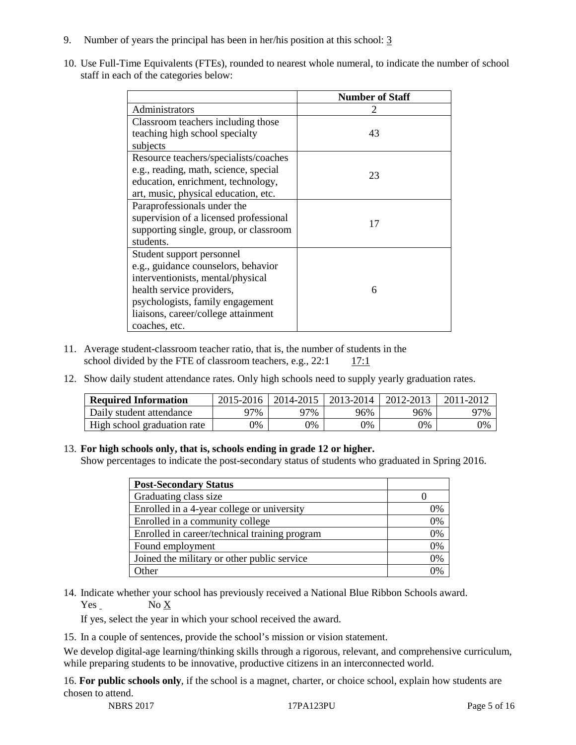9. Number of years the principal has been in her/his position at this school: 3

10. Use Full-Time Equivalents (FTEs), rounded to nearest whole numeral, to indicate the number of school staff in each of the categories below:

| | Number of Staff |
|---|---|
| Administrators | 2 |
| Classroom teachers including those teaching high school specialty subjects | 43 |
| Resource teachers/specialists/coaches e.g., reading, math, science, special education, enrichment, technology, art, music, physical education, etc. | 23 |
| Paraprofessionals under the supervision of a licensed professional supporting single, group, or classroom students. | 17 |
| Student support personnel e.g., guidance counselors, behavior interventionists, mental/physical health service providers, psychologists, family engagement liaisons, career/college attainment coaches, etc. | 6 |

11. Average student-classroom teacher ratio, that is, the number of students in the school divided by the FTE of classroom teachers, e.g., 22:1 17:1

12. Show daily student attendance rates. Only high schools need to supply yearly graduation rates.

| Required Information | 2015-2016 | 2014-2015 | 2013-2014 | 2012-2013 | 2011-2012 |
|---|---|---|---|---|---|
| Daily student attendance | 97% | 97% | 96% | 96% | 97% |
| High school graduation rate | 0% | 0% | 0% | 0% | 0% |

13. **For high schools only, that is, schools ending in grade 12 or higher.**
Show percentages to indicate the post-secondary status of students who graduated in Spring 2016.

| Post-Secondary Status | |
|---|---|
| Graduating class size | 0 |
| Enrolled in a 4-year college or university | 0% |
| Enrolled in a community college | 0% |
| Enrolled in career/technical training program | 0% |
| Found employment | 0% |
| Joined the military or other public service | 0% |
| Other | 0% |

14. Indicate whether your school has previously received a National Blue Ribbon Schools award.
Yes No X

If yes, select the year in which your school received the award.

15. In a couple of sentences, provide the school's mission or vision statement.

We develop digital-age learning/thinking skills through a rigorous, relevant, and comprehensive curriculum, while preparing students to be innovative, productive citizens in an interconnected world.

16. **For public schools only**, if the school is a magnet, charter, or choice school, explain how students are chosen to attend.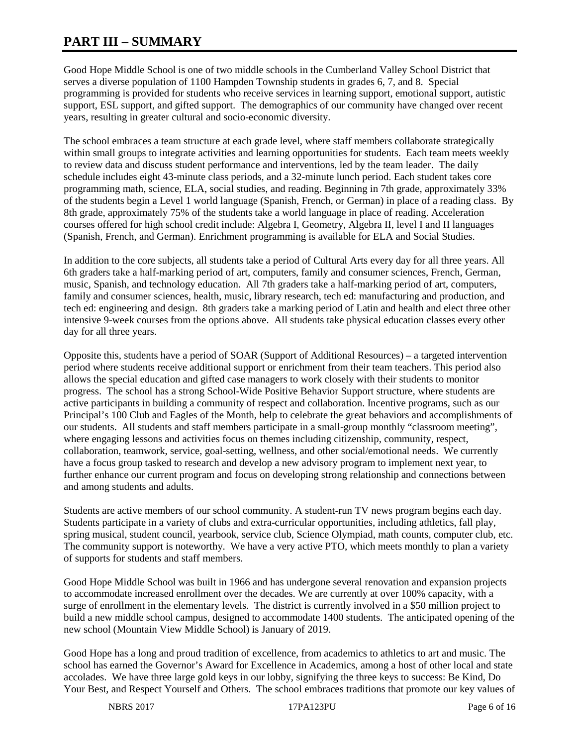# PART III – SUMMARY

Good Hope Middle School is one of two middle schools in the Cumberland Valley School District that serves a diverse population of 1100 Hampden Township students in grades 6, 7, and 8. Special programming is provided for students who receive services in learning support, emotional support, autistic support, ESL support, and gifted support. The demographics of our community have changed over recent years, resulting in greater cultural and socio-economic diversity.

The school embraces a team structure at each grade level, where staff members collaborate strategically within small groups to integrate activities and learning opportunities for students. Each team meets weekly to review data and discuss student performance and interventions, led by the team leader. The daily schedule includes eight 43-minute class periods, and a 32-minute lunch period. Each student takes core programming math, science, ELA, social studies, and reading. Beginning in 7th grade, approximately 33% of the students begin a Level 1 world language (Spanish, French, or German) in place of a reading class. By 8th grade, approximately 75% of the students take a world language in place of reading. Acceleration courses offered for high school credit include: Algebra I, Geometry, Algebra II, level I and II languages (Spanish, French, and German). Enrichment programming is available for ELA and Social Studies.

In addition to the core subjects, all students take a period of Cultural Arts every day for all three years. All 6th graders take a half-marking period of art, computers, family and consumer sciences, French, German, music, Spanish, and technology education. All 7th graders take a half-marking period of art, computers, family and consumer sciences, health, music, library research, tech ed: manufacturing and production, and tech ed: engineering and design. 8th graders take a marking period of Latin and health and elect three other intensive 9-week courses from the options above. All students take physical education classes every other day for all three years.

Opposite this, students have a period of SOAR (Support of Additional Resources) – a targeted intervention period where students receive additional support or enrichment from their team teachers. This period also allows the special education and gifted case managers to work closely with their students to monitor progress. The school has a strong School-Wide Positive Behavior Support structure, where students are active participants in building a community of respect and collaboration. Incentive programs, such as our Principal's 100 Club and Eagles of the Month, help to celebrate the great behaviors and accomplishments of our students. All students and staff members participate in a small-group monthly "classroom meeting", where engaging lessons and activities focus on themes including citizenship, community, respect, collaboration, teamwork, service, goal-setting, wellness, and other social/emotional needs. We currently have a focus group tasked to research and develop a new advisory program to implement next year, to further enhance our current program and focus on developing strong relationship and connections between and among students and adults.

Students are active members of our school community. A student-run TV news program begins each day. Students participate in a variety of clubs and extra-curricular opportunities, including athletics, fall play, spring musical, student council, yearbook, service club, Science Olympiad, math counts, computer club, etc. The community support is noteworthy. We have a very active PTO, which meets monthly to plan a variety of supports for students and staff members.

Good Hope Middle School was built in 1966 and has undergone several renovation and expansion projects to accommodate increased enrollment over the decades. We are currently at over 100% capacity, with a surge of enrollment in the elementary levels. The district is currently involved in a $50 million project to build a new middle school campus, designed to accommodate 1400 students. The anticipated opening of the new school (Mountain View Middle School) is January of 2019.

Good Hope has a long and proud tradition of excellence, from academics to athletics to art and music. The school has earned the Governor's Award for Excellence in Academics, among a host of other local and state accolades. We have three large gold keys in our lobby, signifying the three keys to success: Be Kind, Do Your Best, and Respect Yourself and Others. The school embraces traditions that promote our key values of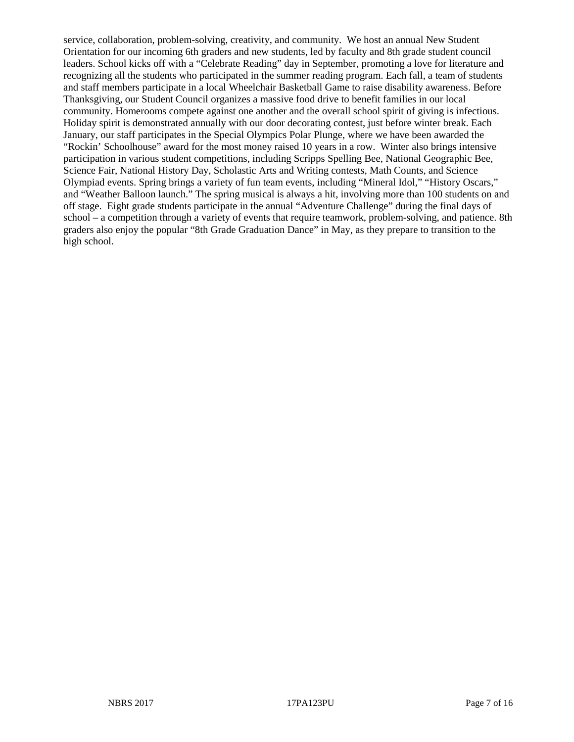service, collaboration, problem-solving, creativity, and community. We host an annual New Student Orientation for our incoming 6th graders and new students, led by faculty and 8th grade student council leaders. School kicks off with a "Celebrate Reading" day in September, promoting a love for literature and recognizing all the students who participated in the summer reading program. Each fall, a team of students and staff members participate in a local Wheelchair Basketball Game to raise disability awareness. Before Thanksgiving, our Student Council organizes a massive food drive to benefit families in our local community. Homerooms compete against one another and the overall school spirit of giving is infectious. Holiday spirit is demonstrated annually with our door decorating contest, just before winter break. Each January, our staff participates in the Special Olympics Polar Plunge, where we have been awarded the "Rockin' Schoolhouse" award for the most money raised 10 years in a row. Winter also brings intensive participation in various student competitions, including Scripps Spelling Bee, National Geographic Bee, Science Fair, National History Day, Scholastic Arts and Writing contests, Math Counts, and Science Olympiad events. Spring brings a variety of fun team events, including "Mineral Idol," "History Oscars," and "Weather Balloon launch." The spring musical is always a hit, involving more than 100 students on and off stage. Eight grade students participate in the annual "Adventure Challenge" during the final days of school – a competition through a variety of events that require teamwork, problem-solving, and patience. 8th graders also enjoy the popular "8th Grade Graduation Dance" in May, as they prepare to transition to the high school.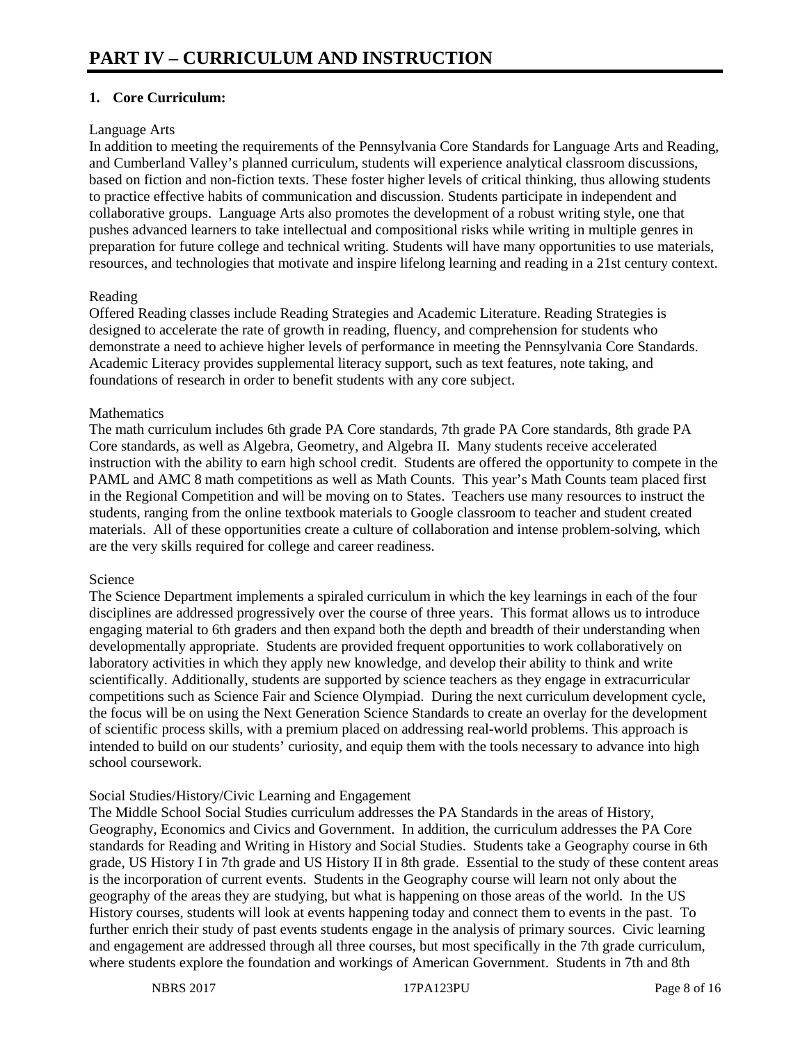# PART IV – CURRICULUM AND INSTRUCTION

## 1. Core Curriculum:

Language Arts

In addition to meeting the requirements of the Pennsylvania Core Standards for Language Arts and Reading, and Cumberland Valley's planned curriculum, students will experience analytical classroom discussions, based on fiction and non-fiction texts. These foster higher levels of critical thinking, thus allowing students to practice effective habits of communication and discussion. Students participate in independent and collaborative groups. Language Arts also promotes the development of a robust writing style, one that pushes advanced learners to take intellectual and compositional risks while writing in multiple genres in preparation for future college and technical writing. Students will have many opportunities to use materials, resources, and technologies that motivate and inspire lifelong learning and reading in a 21st century context.

Reading

Offered Reading classes include Reading Strategies and Academic Literature. Reading Strategies is designed to accelerate the rate of growth in reading, fluency, and comprehension for students who demonstrate a need to achieve higher levels of performance in meeting the Pennsylvania Core Standards. Academic Literacy provides supplemental literacy support, such as text features, note taking, and foundations of research in order to benefit students with any core subject.

Mathematics

The math curriculum includes 6th grade PA Core standards, 7th grade PA Core standards, 8th grade PA Core standards, as well as Algebra, Geometry, and Algebra II. Many students receive accelerated instruction with the ability to earn high school credit. Students are offered the opportunity to compete in the PAML and AMC 8 math competitions as well as Math Counts. This year's Math Counts team placed first in the Regional Competition and will be moving on to States. Teachers use many resources to instruct the students, ranging from the online textbook materials to Google classroom to teacher and student created materials. All of these opportunities create a culture of collaboration and intense problem-solving, which are the very skills required for college and career readiness.

Science

The Science Department implements a spiraled curriculum in which the key learnings in each of the four disciplines are addressed progressively over the course of three years. This format allows us to introduce engaging material to 6th graders and then expand both the depth and breadth of their understanding when developmentally appropriate. Students are provided frequent opportunities to work collaboratively on laboratory activities in which they apply new knowledge, and develop their ability to think and write scientifically. Additionally, students are supported by science teachers as they engage in extracurricular competitions such as Science Fair and Science Olympiad. During the next curriculum development cycle, the focus will be on using the Next Generation Science Standards to create an overlay for the development of scientific process skills, with a premium placed on addressing real-world problems. This approach is intended to build on our students' curiosity, and equip them with the tools necessary to advance into high school coursework.

Social Studies/History/Civic Learning and Engagement

The Middle School Social Studies curriculum addresses the PA Standards in the areas of History, Geography, Economics and Civics and Government. In addition, the curriculum addresses the PA Core standards for Reading and Writing in History and Social Studies. Students take a Geography course in 6th grade, US History I in 7th grade and US History II in 8th grade. Essential to the study of these content areas is the incorporation of current events. Students in the Geography course will learn not only about the geography of the areas they are studying, but what is happening on those areas of the world. In the US History courses, students will look at events happening today and connect them to events in the past. To further enrich their study of past events students engage in the analysis of primary sources. Civic learning and engagement are addressed through all three courses, but most specifically in the 7th grade curriculum, where students explore the foundation and workings of American Government. Students in 7th and 8th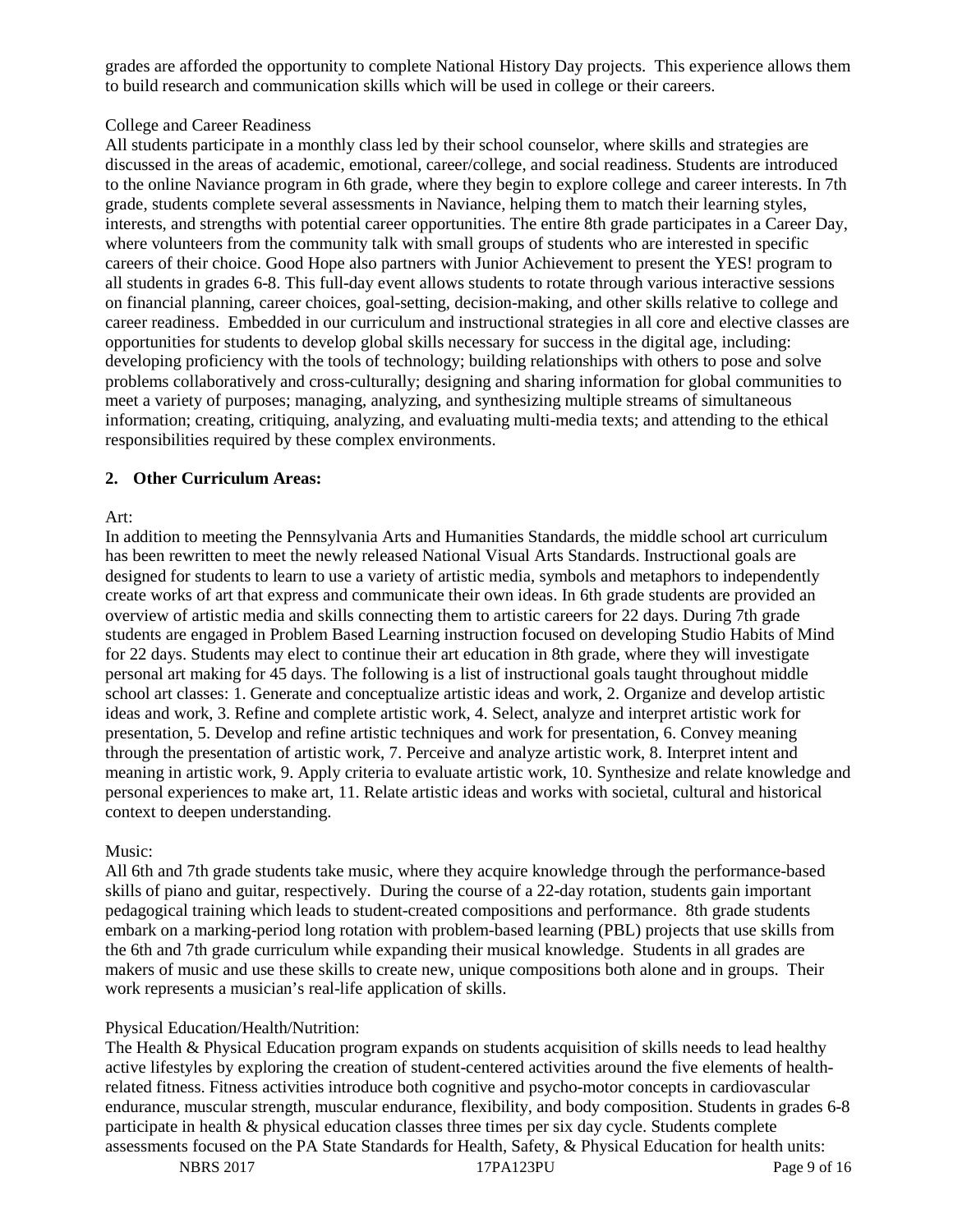grades are afforded the opportunity to complete National History Day projects. This experience allows them to build research and communication skills which will be used in college or their careers.

College and Career Readiness

All students participate in a monthly class led by their school counselor, where skills and strategies are discussed in the areas of academic, emotional, career/college, and social readiness. Students are introduced to the online Naviance program in 6th grade, where they begin to explore college and career interests. In 7th grade, students complete several assessments in Naviance, helping them to match their learning styles, interests, and strengths with potential career opportunities. The entire 8th grade participates in a Career Day, where volunteers from the community talk with small groups of students who are interested in specific careers of their choice. Good Hope also partners with Junior Achievement to present the YES! program to all students in grades 6-8. This full-day event allows students to rotate through various interactive sessions on financial planning, career choices, goal-setting, decision-making, and other skills relative to college and career readiness. Embedded in our curriculum and instructional strategies in all core and elective classes are opportunities for students to develop global skills necessary for success in the digital age, including: developing proficiency with the tools of technology; building relationships with others to pose and solve problems collaboratively and cross-culturally; designing and sharing information for global communities to meet a variety of purposes; managing, analyzing, and synthesizing multiple streams of simultaneous information; creating, critiquing, analyzing, and evaluating multi-media texts; and attending to the ethical responsibilities required by these complex environments.

## 2. Other Curriculum Areas:

Art:

In addition to meeting the Pennsylvania Arts and Humanities Standards, the middle school art curriculum has been rewritten to meet the newly released National Visual Arts Standards. Instructional goals are designed for students to learn to use a variety of artistic media, symbols and metaphors to independently create works of art that express and communicate their own ideas. In 6th grade students are provided an overview of artistic media and skills connecting them to artistic careers for 22 days. During 7th grade students are engaged in Problem Based Learning instruction focused on developing Studio Habits of Mind for 22 days. Students may elect to continue their art education in 8th grade, where they will investigate personal art making for 45 days. The following is a list of instructional goals taught throughout middle school art classes: 1. Generate and conceptualize artistic ideas and work, 2. Organize and develop artistic ideas and work, 3. Refine and complete artistic work, 4. Select, analyze and interpret artistic work for presentation, 5. Develop and refine artistic techniques and work for presentation, 6. Convey meaning through the presentation of artistic work, 7. Perceive and analyze artistic work, 8. Interpret intent and meaning in artistic work, 9. Apply criteria to evaluate artistic work, 10. Synthesize and relate knowledge and personal experiences to make art, 11. Relate artistic ideas and works with societal, cultural and historical context to deepen understanding.

Music:

All 6th and 7th grade students take music, where they acquire knowledge through the performance-based skills of piano and guitar, respectively. During the course of a 22-day rotation, students gain important pedagogical training which leads to student-created compositions and performance. 8th grade students embark on a marking-period long rotation with problem-based learning (PBL) projects that use skills from the 6th and 7th grade curriculum while expanding their musical knowledge. Students in all grades are makers of music and use these skills to create new, unique compositions both alone and in groups. Their work represents a musician's real-life application of skills.

Physical Education/Health/Nutrition:

The Health & Physical Education program expands on students acquisition of skills needs to lead healthy active lifestyles by exploring the creation of student-centered activities around the five elements of health-related fitness. Fitness activities introduce both cognitive and psycho-motor concepts in cardiovascular endurance, muscular strength, muscular endurance, flexibility, and body composition. Students in grades 6-8 participate in health & physical education classes three times per six day cycle. Students complete assessments focused on the PA State Standards for Health, Safety, & Physical Education for health units: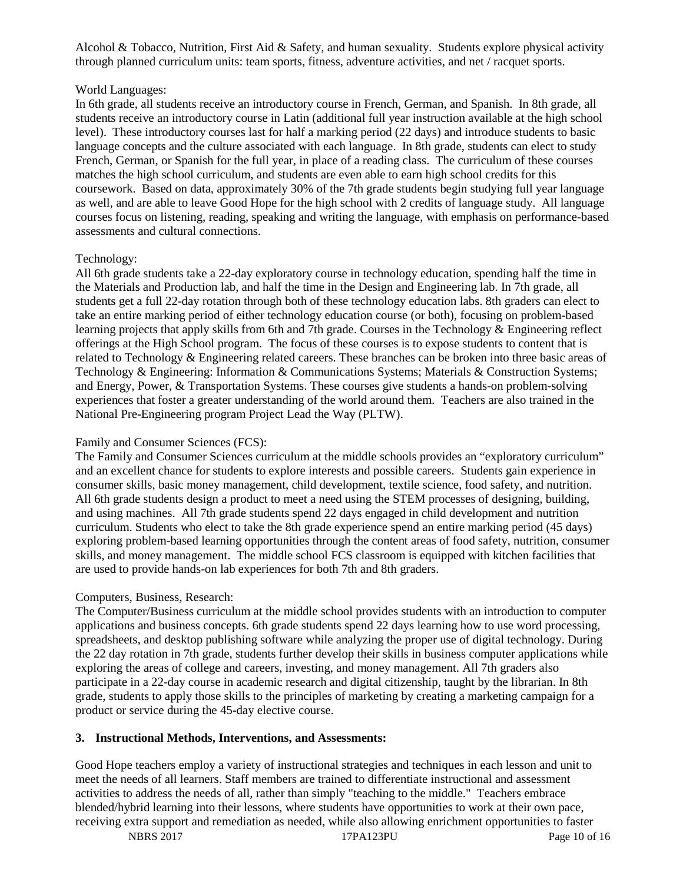Alcohol & Tobacco, Nutrition, First Aid & Safety, and human sexuality. Students explore physical activity through planned curriculum units: team sports, fitness, adventure activities, and net / racquet sports.

World Languages:
In 6th grade, all students receive an introductory course in French, German, and Spanish. In 8th grade, all students receive an introductory course in Latin (additional full year instruction available at the high school level). These introductory courses last for half a marking period (22 days) and introduce students to basic language concepts and the culture associated with each language. In 8th grade, students can elect to study French, German, or Spanish for the full year, in place of a reading class. The curriculum of these courses matches the high school curriculum, and students are even able to earn high school credits for this coursework. Based on data, approximately 30% of the 7th grade students begin studying full year language as well, and are able to leave Good Hope for the high school with 2 credits of language study. All language courses focus on listening, reading, speaking and writing the language, with emphasis on performance-based assessments and cultural connections.

Technology:
All 6th grade students take a 22-day exploratory course in technology education, spending half the time in the Materials and Production lab, and half the time in the Design and Engineering lab. In 7th grade, all students get a full 22-day rotation through both of these technology education labs. 8th graders can elect to take an entire marking period of either technology education course (or both), focusing on problem-based learning projects that apply skills from 6th and 7th grade. Courses in the Technology & Engineering reflect offerings at the High School program. The focus of these courses is to expose students to content that is related to Technology & Engineering related careers. These branches can be broken into three basic areas of Technology & Engineering: Information & Communications Systems; Materials & Construction Systems; and Energy, Power, & Transportation Systems. These courses give students a hands-on problem-solving experiences that foster a greater understanding of the world around them. Teachers are also trained in the National Pre-Engineering program Project Lead the Way (PLTW).

Family and Consumer Sciences (FCS):
The Family and Consumer Sciences curriculum at the middle schools provides an "exploratory curriculum" and an excellent chance for students to explore interests and possible careers. Students gain experience in consumer skills, basic money management, child development, textile science, food safety, and nutrition. All 6th grade students design a product to meet a need using the STEM processes of designing, building, and using machines. All 7th grade students spend 22 days engaged in child development and nutrition curriculum. Students who elect to take the 8th grade experience spend an entire marking period (45 days) exploring problem-based learning opportunities through the content areas of food safety, nutrition, consumer skills, and money management. The middle school FCS classroom is equipped with kitchen facilities that are used to provide hands-on lab experiences for both 7th and 8th graders.

Computers, Business, Research:
The Computer/Business curriculum at the middle school provides students with an introduction to computer applications and business concepts. 6th grade students spend 22 days learning how to use word processing, spreadsheets, and desktop publishing software while analyzing the proper use of digital technology. During the 22 day rotation in 7th grade, students further develop their skills in business computer applications while exploring the areas of college and careers, investing, and money management. All 7th graders also participate in a 22-day course in academic research and digital citizenship, taught by the librarian. In 8th grade, students to apply those skills to the principles of marketing by creating a marketing campaign for a product or service during the 45-day elective course.

**3. Instructional Methods, Interventions, and Assessments:**

Good Hope teachers employ a variety of instructional strategies and techniques in each lesson and unit to meet the needs of all learners. Staff members are trained to differentiate instructional and assessment activities to address the needs of all, rather than simply "teaching to the middle." Teachers embrace blended/hybrid learning into their lessons, where students have opportunities to work at their own pace, receiving extra support and remediation as needed, while also allowing enrichment opportunities to faster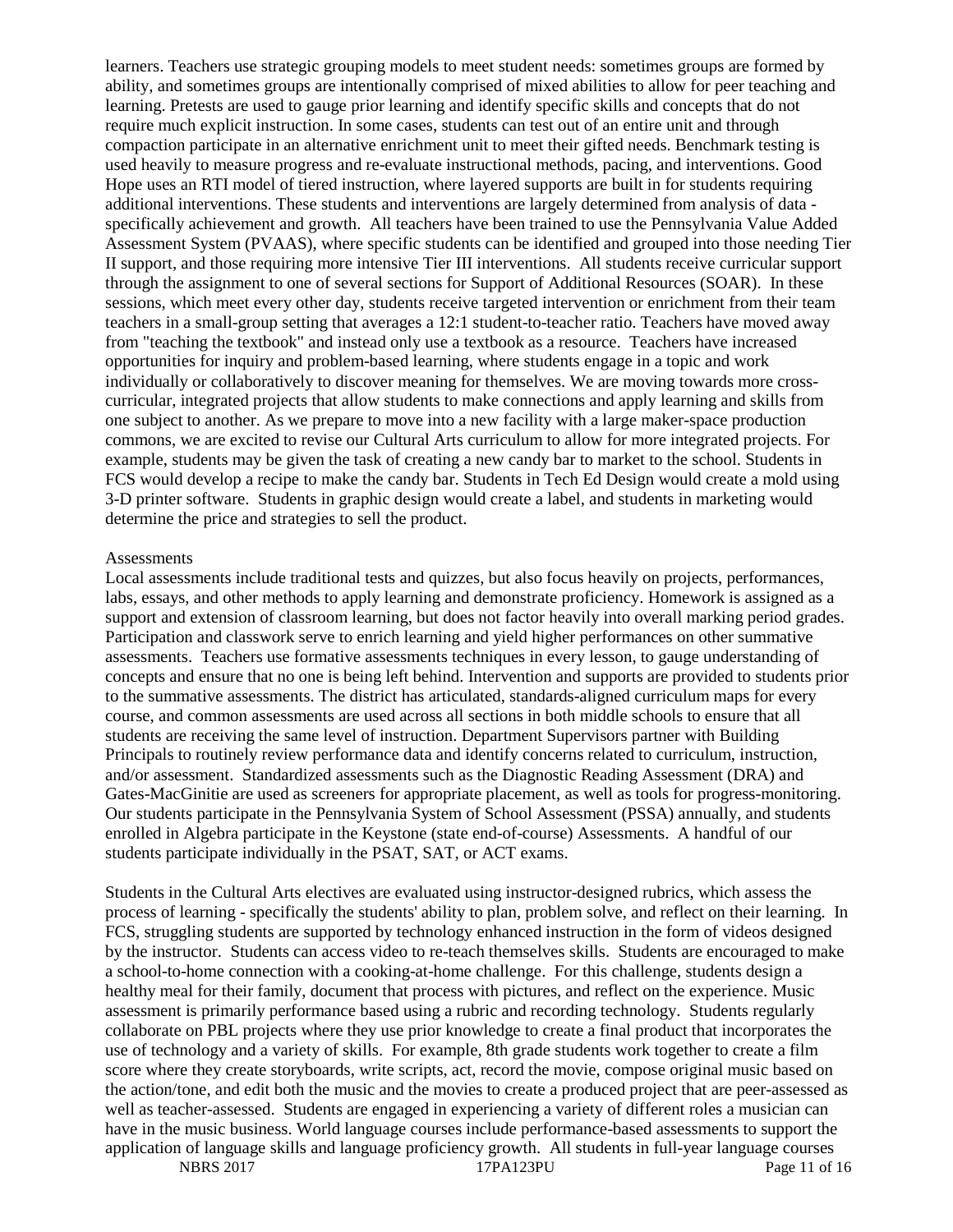learners. Teachers use strategic grouping models to meet student needs: sometimes groups are formed by ability, and sometimes groups are intentionally comprised of mixed abilities to allow for peer teaching and learning. Pretests are used to gauge prior learning and identify specific skills and concepts that do not require much explicit instruction. In some cases, students can test out of an entire unit and through compaction participate in an alternative enrichment unit to meet their gifted needs. Benchmark testing is used heavily to measure progress and re-evaluate instructional methods, pacing, and interventions. Good Hope uses an RTI model of tiered instruction, where layered supports are built in for students requiring additional interventions. These students and interventions are largely determined from analysis of data - specifically achievement and growth. All teachers have been trained to use the Pennsylvania Value Added Assessment System (PVAAS), where specific students can be identified and grouped into those needing Tier II support, and those requiring more intensive Tier III interventions. All students receive curricular support through the assignment to one of several sections for Support of Additional Resources (SOAR). In these sessions, which meet every other day, students receive targeted intervention or enrichment from their team teachers in a small-group setting that averages a 12:1 student-to-teacher ratio. Teachers have moved away from "teaching the textbook" and instead only use a textbook as a resource. Teachers have increased opportunities for inquiry and problem-based learning, where students engage in a topic and work individually or collaboratively to discover meaning for themselves. We are moving towards more cross-curricular, integrated projects that allow students to make connections and apply learning and skills from one subject to another. As we prepare to move into a new facility with a large maker-space production commons, we are excited to revise our Cultural Arts curriculum to allow for more integrated projects. For example, students may be given the task of creating a new candy bar to market to the school. Students in FCS would develop a recipe to make the candy bar. Students in Tech Ed Design would create a mold using 3-D printer software. Students in graphic design would create a label, and students in marketing would determine the price and strategies to sell the product.

Assessments

Local assessments include traditional tests and quizzes, but also focus heavily on projects, performances, labs, essays, and other methods to apply learning and demonstrate proficiency. Homework is assigned as a support and extension of classroom learning, but does not factor heavily into overall marking period grades. Participation and classwork serve to enrich learning and yield higher performances on other summative assessments. Teachers use formative assessments techniques in every lesson, to gauge understanding of concepts and ensure that no one is being left behind. Intervention and supports are provided to students prior to the summative assessments. The district has articulated, standards-aligned curriculum maps for every course, and common assessments are used across all sections in both middle schools to ensure that all students are receiving the same level of instruction. Department Supervisors partner with Building Principals to routinely review performance data and identify concerns related to curriculum, instruction, and/or assessment. Standardized assessments such as the Diagnostic Reading Assessment (DRA) and Gates-MacGinitie are used as screeners for appropriate placement, as well as tools for progress-monitoring. Our students participate in the Pennsylvania System of School Assessment (PSSA) annually, and students enrolled in Algebra participate in the Keystone (state end-of-course) Assessments. A handful of our students participate individually in the PSAT, SAT, or ACT exams.

Students in the Cultural Arts electives are evaluated using instructor-designed rubrics, which assess the process of learning - specifically the students' ability to plan, problem solve, and reflect on their learning. In FCS, struggling students are supported by technology enhanced instruction in the form of videos designed by the instructor. Students can access video to re-teach themselves skills. Students are encouraged to make a school-to-home connection with a cooking-at-home challenge. For this challenge, students design a healthy meal for their family, document that process with pictures, and reflect on the experience. Music assessment is primarily performance based using a rubric and recording technology. Students regularly collaborate on PBL projects where they use prior knowledge to create a final product that incorporates the use of technology and a variety of skills. For example, 8th grade students work together to create a film score where they create storyboards, write scripts, act, record the movie, compose original music based on the action/tone, and edit both the music and the movies to create a produced project that are peer-assessed as well as teacher-assessed. Students are engaged in experiencing a variety of different roles a musician can have in the music business. World language courses include performance-based assessments to support the application of language skills and language proficiency growth. All students in full-year language courses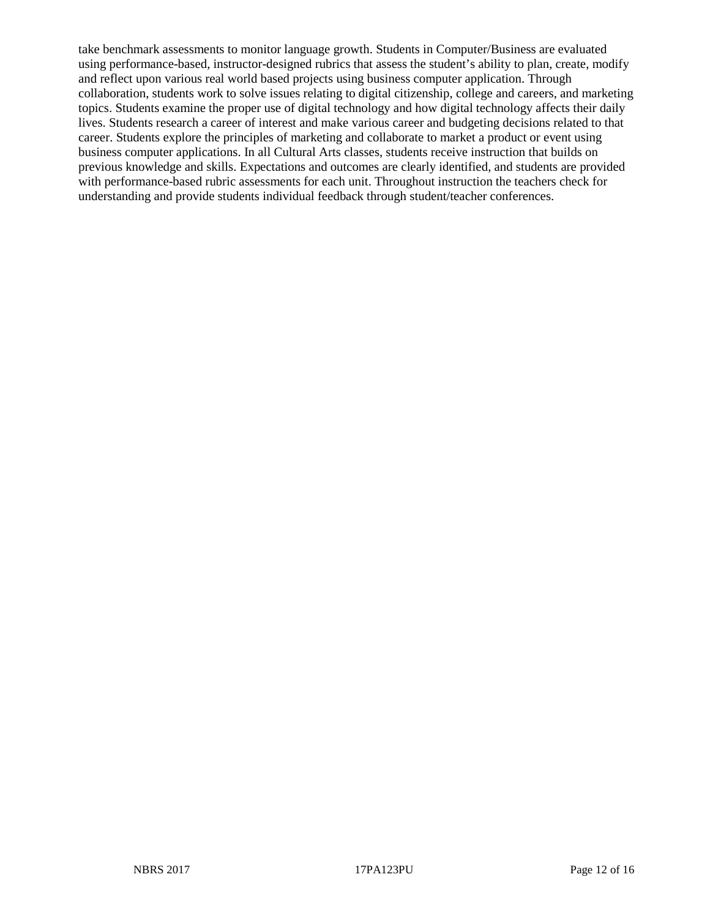take benchmark assessments to monitor language growth. Students in Computer/Business are evaluated using performance-based, instructor-designed rubrics that assess the student's ability to plan, create, modify and reflect upon various real world based projects using business computer application. Through collaboration, students work to solve issues relating to digital citizenship, college and careers, and marketing topics. Students examine the proper use of digital technology and how digital technology affects their daily lives. Students research a career of interest and make various career and budgeting decisions related to that career. Students explore the principles of marketing and collaborate to market a product or event using business computer applications. In all Cultural Arts classes, students receive instruction that builds on previous knowledge and skills. Expectations and outcomes are clearly identified, and students are provided with performance-based rubric assessments for each unit. Throughout instruction the teachers check for understanding and provide students individual feedback through student/teacher conferences.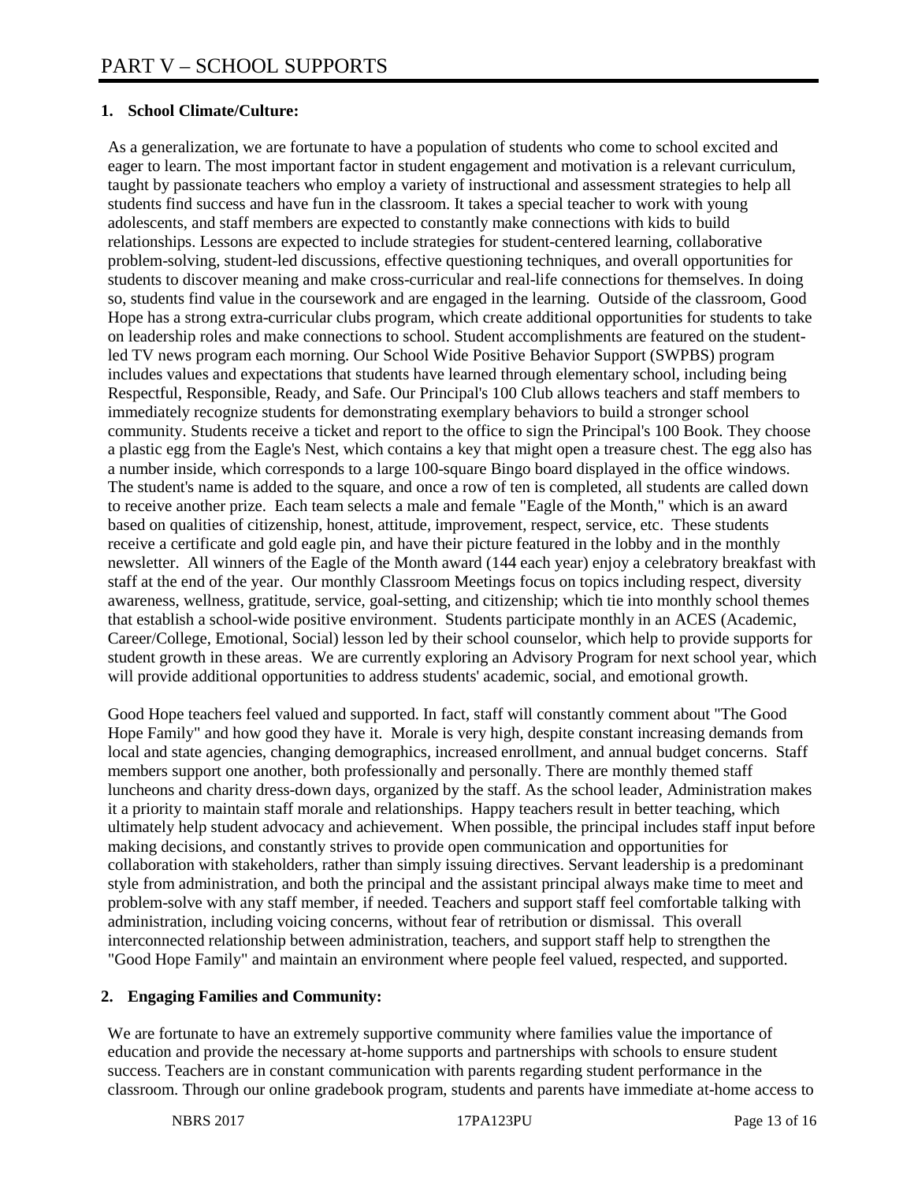# PART V – SCHOOL SUPPORTS

**1. School Climate/Culture:**

As a generalization, we are fortunate to have a population of students who come to school excited and eager to learn. The most important factor in student engagement and motivation is a relevant curriculum, taught by passionate teachers who employ a variety of instructional and assessment strategies to help all students find success and have fun in the classroom. It takes a special teacher to work with young adolescents, and staff members are expected to constantly make connections with kids to build relationships. Lessons are expected to include strategies for student-centered learning, collaborative problem-solving, student-led discussions, effective questioning techniques, and overall opportunities for students to discover meaning and make cross-curricular and real-life connections for themselves. In doing so, students find value in the coursework and are engaged in the learning. Outside of the classroom, Good Hope has a strong extra-curricular clubs program, which create additional opportunities for students to take on leadership roles and make connections to school. Student accomplishments are featured on the student-led TV news program each morning. Our School Wide Positive Behavior Support (SWPBS) program includes values and expectations that students have learned through elementary school, including being Respectful, Responsible, Ready, and Safe. Our Principal's 100 Club allows teachers and staff members to immediately recognize students for demonstrating exemplary behaviors to build a stronger school community. Students receive a ticket and report to the office to sign the Principal's 100 Book. They choose a plastic egg from the Eagle's Nest, which contains a key that might open a treasure chest. The egg also has a number inside, which corresponds to a large 100-square Bingo board displayed in the office windows. The student's name is added to the square, and once a row of ten is completed, all students are called down to receive another prize. Each team selects a male and female "Eagle of the Month," which is an award based on qualities of citizenship, honest, attitude, improvement, respect, service, etc. These students receive a certificate and gold eagle pin, and have their picture featured in the lobby and in the monthly newsletter. All winners of the Eagle of the Month award (144 each year) enjoy a celebratory breakfast with staff at the end of the year. Our monthly Classroom Meetings focus on topics including respect, diversity awareness, wellness, gratitude, service, goal-setting, and citizenship; which tie into monthly school themes that establish a school-wide positive environment. Students participate monthly in an ACES (Academic, Career/College, Emotional, Social) lesson led by their school counselor, which help to provide supports for student growth in these areas. We are currently exploring an Advisory Program for next school year, which will provide additional opportunities to address students' academic, social, and emotional growth.

Good Hope teachers feel valued and supported. In fact, staff will constantly comment about "The Good Hope Family" and how good they have it. Morale is very high, despite constant increasing demands from local and state agencies, changing demographics, increased enrollment, and annual budget concerns. Staff members support one another, both professionally and personally. There are monthly themed staff luncheons and charity dress-down days, organized by the staff. As the school leader, Administration makes it a priority to maintain staff morale and relationships. Happy teachers result in better teaching, which ultimately help student advocacy and achievement. When possible, the principal includes staff input before making decisions, and constantly strives to provide open communication and opportunities for collaboration with stakeholders, rather than simply issuing directives. Servant leadership is a predominant style from administration, and both the principal and the assistant principal always make time to meet and problem-solve with any staff member, if needed. Teachers and support staff feel comfortable talking with administration, including voicing concerns, without fear of retribution or dismissal. This overall interconnected relationship between administration, teachers, and support staff help to strengthen the "Good Hope Family" and maintain an environment where people feel valued, respected, and supported.

**2. Engaging Families and Community:**

We are fortunate to have an extremely supportive community where families value the importance of education and provide the necessary at-home supports and partnerships with schools to ensure student success. Teachers are in constant communication with parents regarding student performance in the classroom. Through our online gradebook program, students and parents have immediate at-home access to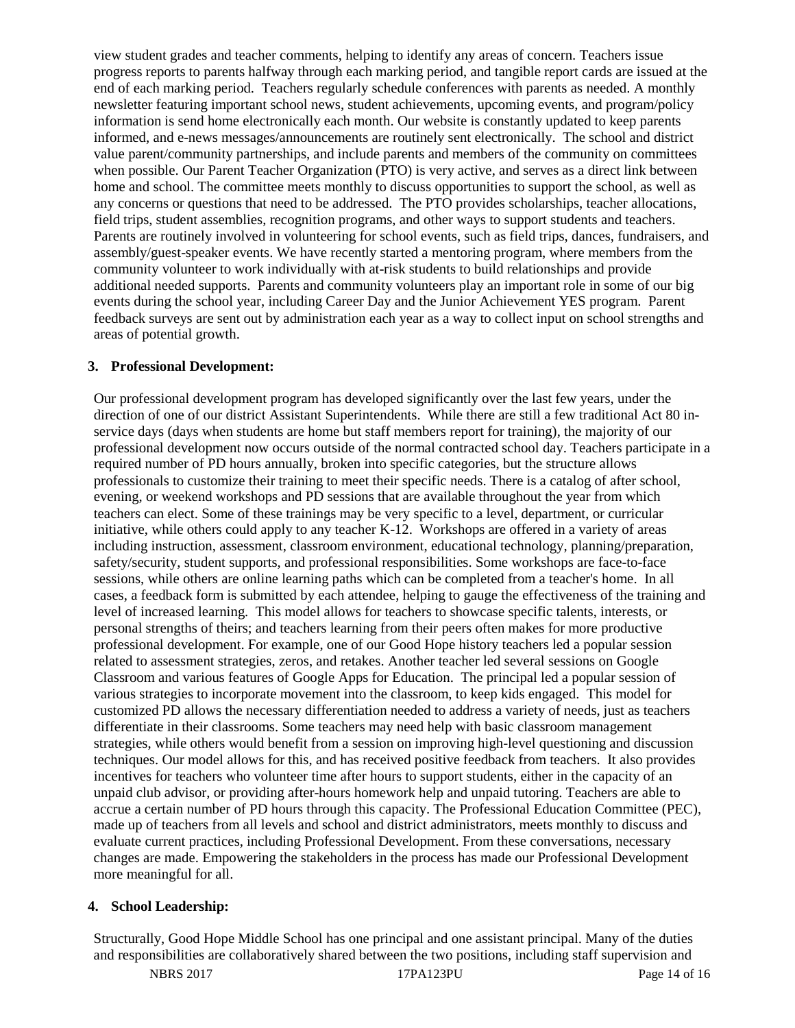view student grades and teacher comments, helping to identify any areas of concern. Teachers issue progress reports to parents halfway through each marking period, and tangible report cards are issued at the end of each marking period. Teachers regularly schedule conferences with parents as needed. A monthly newsletter featuring important school news, student achievements, upcoming events, and program/policy information is send home electronically each month. Our website is constantly updated to keep parents informed, and e-news messages/announcements are routinely sent electronically. The school and district value parent/community partnerships, and include parents and members of the community on committees when possible. Our Parent Teacher Organization (PTO) is very active, and serves as a direct link between home and school. The committee meets monthly to discuss opportunities to support the school, as well as any concerns or questions that need to be addressed. The PTO provides scholarships, teacher allocations, field trips, student assemblies, recognition programs, and other ways to support students and teachers. Parents are routinely involved in volunteering for school events, such as field trips, dances, fundraisers, and assembly/guest-speaker events. We have recently started a mentoring program, where members from the community volunteer to work individually with at-risk students to build relationships and provide additional needed supports. Parents and community volunteers play an important role in some of our big events during the school year, including Career Day and the Junior Achievement YES program. Parent feedback surveys are sent out by administration each year as a way to collect input on school strengths and areas of potential growth.

**3. Professional Development:**

Our professional development program has developed significantly over the last few years, under the direction of one of our district Assistant Superintendents. While there are still a few traditional Act 80 in-service days (days when students are home but staff members report for training), the majority of our professional development now occurs outside of the normal contracted school day. Teachers participate in a required number of PD hours annually, broken into specific categories, but the structure allows professionals to customize their training to meet their specific needs. There is a catalog of after school, evening, or weekend workshops and PD sessions that are available throughout the year from which teachers can elect. Some of these trainings may be very specific to a level, department, or curricular initiative, while others could apply to any teacher K-12. Workshops are offered in a variety of areas including instruction, assessment, classroom environment, educational technology, planning/preparation, safety/security, student supports, and professional responsibilities. Some workshops are face-to-face sessions, while others are online learning paths which can be completed from a teacher's home. In all cases, a feedback form is submitted by each attendee, helping to gauge the effectiveness of the training and level of increased learning. This model allows for teachers to showcase specific talents, interests, or personal strengths of theirs; and teachers learning from their peers often makes for more productive professional development. For example, one of our Good Hope history teachers led a popular session related to assessment strategies, zeros, and retakes. Another teacher led several sessions on Google Classroom and various features of Google Apps for Education. The principal led a popular session of various strategies to incorporate movement into the classroom, to keep kids engaged. This model for customized PD allows the necessary differentiation needed to address a variety of needs, just as teachers differentiate in their classrooms. Some teachers may need help with basic classroom management strategies, while others would benefit from a session on improving high-level questioning and discussion techniques. Our model allows for this, and has received positive feedback from teachers. It also provides incentives for teachers who volunteer time after hours to support students, either in the capacity of an unpaid club advisor, or providing after-hours homework help and unpaid tutoring. Teachers are able to accrue a certain number of PD hours through this capacity. The Professional Education Committee (PEC), made up of teachers from all levels and school and district administrators, meets monthly to discuss and evaluate current practices, including Professional Development. From these conversations, necessary changes are made. Empowering the stakeholders in the process has made our Professional Development more meaningful for all.

**4. School Leadership:**

Structurally, Good Hope Middle School has one principal and one assistant principal. Many of the duties and responsibilities are collaboratively shared between the two positions, including staff supervision and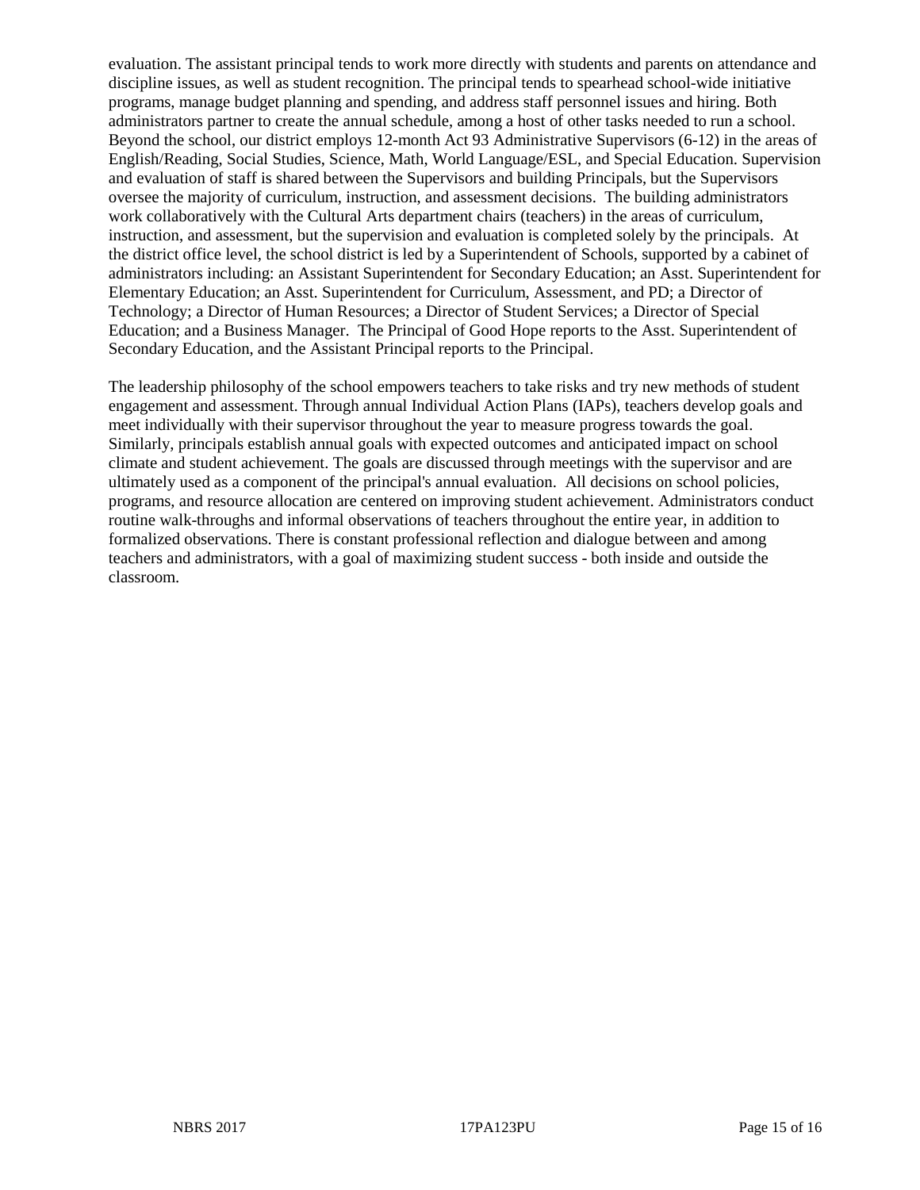evaluation. The assistant principal tends to work more directly with students and parents on attendance and discipline issues, as well as student recognition. The principal tends to spearhead school-wide initiative programs, manage budget planning and spending, and address staff personnel issues and hiring. Both administrators partner to create the annual schedule, among a host of other tasks needed to run a school. Beyond the school, our district employs 12-month Act 93 Administrative Supervisors (6-12) in the areas of English/Reading, Social Studies, Science, Math, World Language/ESL, and Special Education. Supervision and evaluation of staff is shared between the Supervisors and building Principals, but the Supervisors oversee the majority of curriculum, instruction, and assessment decisions. The building administrators work collaboratively with the Cultural Arts department chairs (teachers) in the areas of curriculum, instruction, and assessment, but the supervision and evaluation is completed solely by the principals. At the district office level, the school district is led by a Superintendent of Schools, supported by a cabinet of administrators including: an Assistant Superintendent for Secondary Education; an Asst. Superintendent for Elementary Education; an Asst. Superintendent for Curriculum, Assessment, and PD; a Director of Technology; a Director of Human Resources; a Director of Student Services; a Director of Special Education; and a Business Manager. The Principal of Good Hope reports to the Asst. Superintendent of Secondary Education, and the Assistant Principal reports to the Principal.

The leadership philosophy of the school empowers teachers to take risks and try new methods of student engagement and assessment. Through annual Individual Action Plans (IAPs), teachers develop goals and meet individually with their supervisor throughout the year to measure progress towards the goal. Similarly, principals establish annual goals with expected outcomes and anticipated impact on school climate and student achievement. The goals are discussed through meetings with the supervisor and are ultimately used as a component of the principal's annual evaluation. All decisions on school policies, programs, and resource allocation are centered on improving student achievement. Administrators conduct routine walk-throughs and informal observations of teachers throughout the entire year, in addition to formalized observations. There is constant professional reflection and dialogue between and among teachers and administrators, with a goal of maximizing student success - both inside and outside the classroom.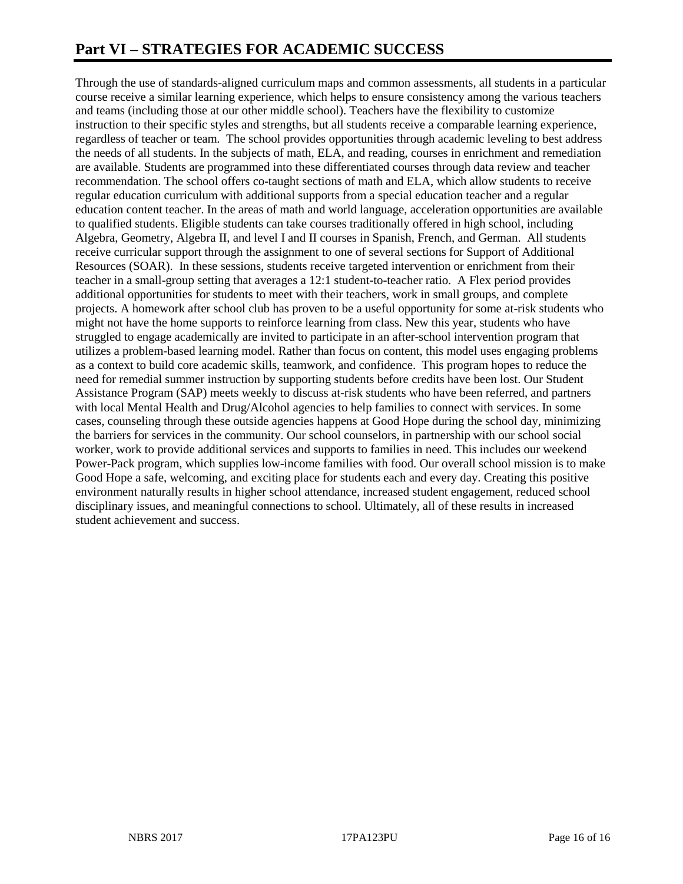# Part VI – STRATEGIES FOR ACADEMIC SUCCESS

Through the use of standards-aligned curriculum maps and common assessments, all students in a particular course receive a similar learning experience, which helps to ensure consistency among the various teachers and teams (including those at our other middle school). Teachers have the flexibility to customize instruction to their specific styles and strengths, but all students receive a comparable learning experience, regardless of teacher or team. The school provides opportunities through academic leveling to best address the needs of all students. In the subjects of math, ELA, and reading, courses in enrichment and remediation are available. Students are programmed into these differentiated courses through data review and teacher recommendation. The school offers co-taught sections of math and ELA, which allow students to receive regular education curriculum with additional supports from a special education teacher and a regular education content teacher. In the areas of math and world language, acceleration opportunities are available to qualified students. Eligible students can take courses traditionally offered in high school, including Algebra, Geometry, Algebra II, and level I and II courses in Spanish, French, and German. All students receive curricular support through the assignment to one of several sections for Support of Additional Resources (SOAR). In these sessions, students receive targeted intervention or enrichment from their teacher in a small-group setting that averages a 12:1 student-to-teacher ratio. A Flex period provides additional opportunities for students to meet with their teachers, work in small groups, and complete projects. A homework after school club has proven to be a useful opportunity for some at-risk students who might not have the home supports to reinforce learning from class. New this year, students who have struggled to engage academically are invited to participate in an after-school intervention program that utilizes a problem-based learning model. Rather than focus on content, this model uses engaging problems as a context to build core academic skills, teamwork, and confidence. This program hopes to reduce the need for remedial summer instruction by supporting students before credits have been lost. Our Student Assistance Program (SAP) meets weekly to discuss at-risk students who have been referred, and partners with local Mental Health and Drug/Alcohol agencies to help families to connect with services. In some cases, counseling through these outside agencies happens at Good Hope during the school day, minimizing the barriers for services in the community. Our school counselors, in partnership with our school social worker, work to provide additional services and supports to families in need. This includes our weekend Power-Pack program, which supplies low-income families with food. Our overall school mission is to make Good Hope a safe, welcoming, and exciting place for students each and every day. Creating this positive environment naturally results in higher school attendance, increased student engagement, reduced school disciplinary issues, and meaningful connections to school. Ultimately, all of these results in increased student achievement and success.